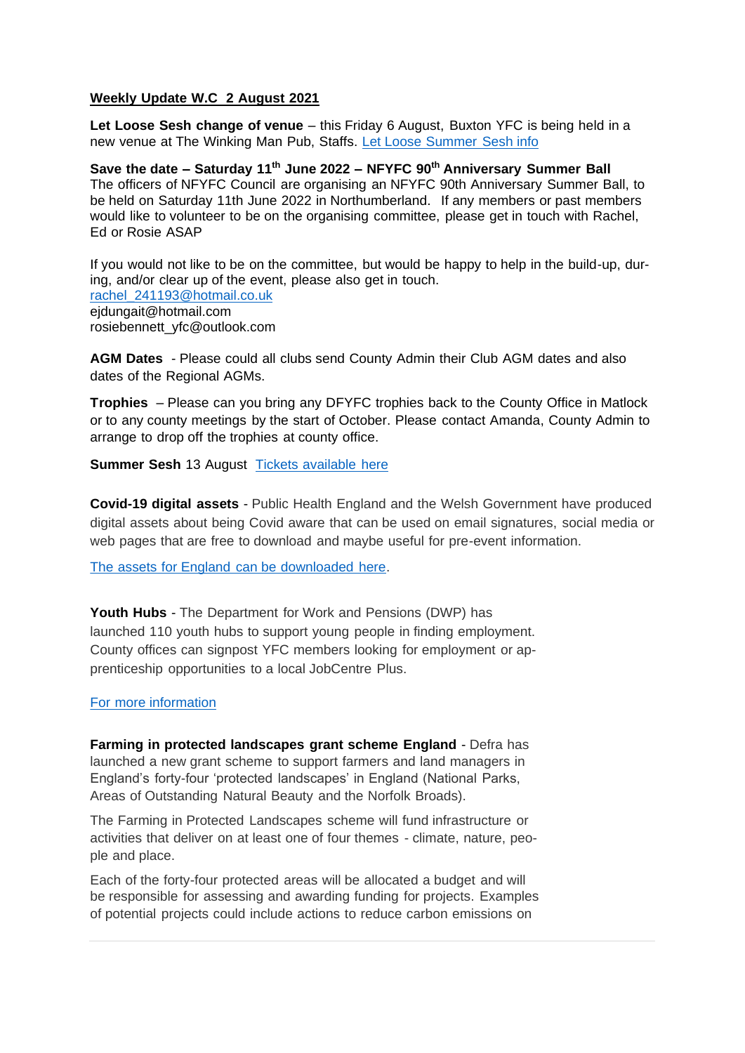**Weekly Update W.C 2 August 2021**

**Let Loose Sesh change of venue** – this Friday 6 August, Buxton YFC is being held in a new venue at The Winking Man Pub, Staffs. Let Loose Summer Sesh info

**Save the date – Saturday 11th June 2022 – NFYFC 90th Anniversary Summer Ball**
The officers of NFYFC Council are organising an NFYFC 90th Anniversary Summer Ball, to be held on Saturday 11th June 2022 in Northumberland. If any members or past members would like to volunteer to be on the organising committee, please get in touch with Rachel, Ed or Rosie ASAP

If you would not like to be on the committee, but would be happy to help in the build-up, during, and/or clear up of the event, please also get in touch.
rachel_241193@hotmail.co.uk
ejdungait@hotmail.com
rosiebennett_yfc@outlook.com

**AGM Dates** - Please could all clubs send County Admin their Club AGM dates and also dates of the Regional AGMs.

**Trophies** – Please can you bring any DFYFC trophies back to the County Office in Matlock or to any county meetings by the start of October. Please contact Amanda, County Admin to arrange to drop off the trophies at county office.

**Summer Sesh** 13 August Tickets available here

**Covid-19 digital assets** - Public Health England and the Welsh Government have produced digital assets about being Covid aware that can be used on email signatures, social media or web pages that are free to download and maybe useful for pre-event information.

The assets for England can be downloaded here.

**Youth Hubs** - The Department for Work and Pensions (DWP) has launched 110 youth hubs to support young people in finding employment. County offices can signpost YFC members looking for employment or apprenticeship opportunities to a local JobCentre Plus.

For more information

**Farming in protected landscapes grant scheme England** - Defra has launched a new grant scheme to support farmers and land managers in England's forty-four 'protected landscapes' in England (National Parks, Areas of Outstanding Natural Beauty and the Norfolk Broads).

The Farming in Protected Landscapes scheme will fund infrastructure or activities that deliver on at least one of four themes - climate, nature, people and place.

Each of the forty-four protected areas will be allocated a budget and will be responsible for assessing and awarding funding for projects. Examples of potential projects could include actions to reduce carbon emissions on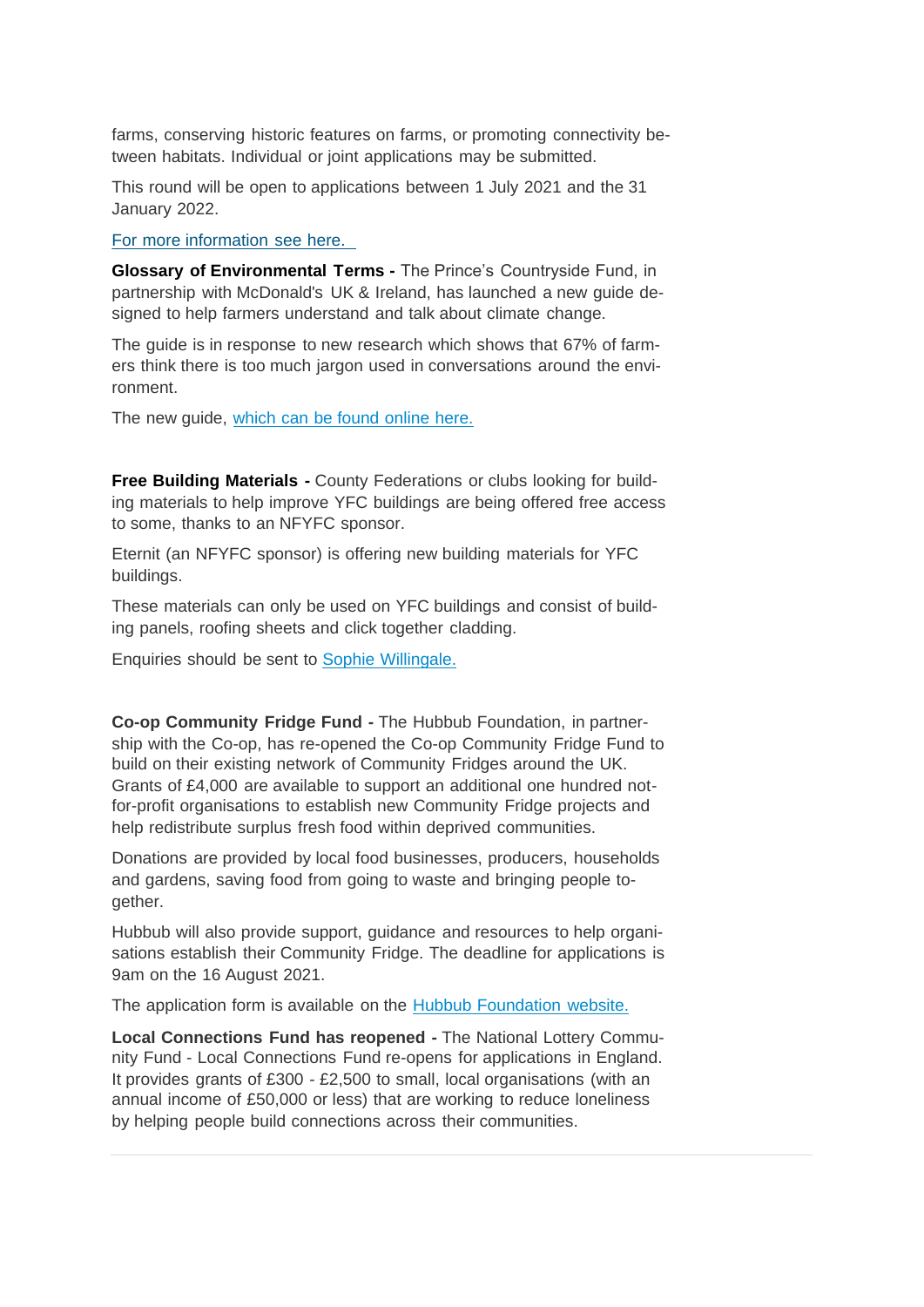farms, conserving historic features on farms, or promoting connectivity between habitats. Individual or joint applications may be submitted.

This round will be open to applications between 1 July 2021 and the 31 January 2022.

For more information see here.

**Glossary of Environmental Terms -** The Prince's Countryside Fund, in partnership with McDonald's UK & Ireland, has launched a new guide designed to help farmers understand and talk about climate change.

The guide is in response to new research which shows that 67% of farmers think there is too much jargon used in conversations around the environment.

The new guide, which can be found online here.

**Free Building Materials -** County Federations or clubs looking for building materials to help improve YFC buildings are being offered free access to some, thanks to an NFYFC sponsor.

Eternit (an NFYFC sponsor) is offering new building materials for YFC buildings.

These materials can only be used on YFC buildings and consist of building panels, roofing sheets and click together cladding.

Enquiries should be sent to Sophie Willingale.

**Co-op Community Fridge Fund -** The Hubbub Foundation, in partnership with the Co-op, has re-opened the Co-op Community Fridge Fund to build on their existing network of Community Fridges around the UK. Grants of £4,000 are available to support an additional one hundred not-for-profit organisations to establish new Community Fridge projects and help redistribute surplus fresh food within deprived communities.

Donations are provided by local food businesses, producers, households and gardens, saving food from going to waste and bringing people together.

Hubbub will also provide support, guidance and resources to help organisations establish their Community Fridge. The deadline for applications is 9am on the 16 August 2021.

The application form is available on the Hubbub Foundation website.

**Local Connections Fund has reopened -** The National Lottery Community Fund - Local Connections Fund re-opens for applications in England. It provides grants of £300 - £2,500 to small, local organisations (with an annual income of £50,000 or less) that are working to reduce loneliness by helping people build connections across their communities.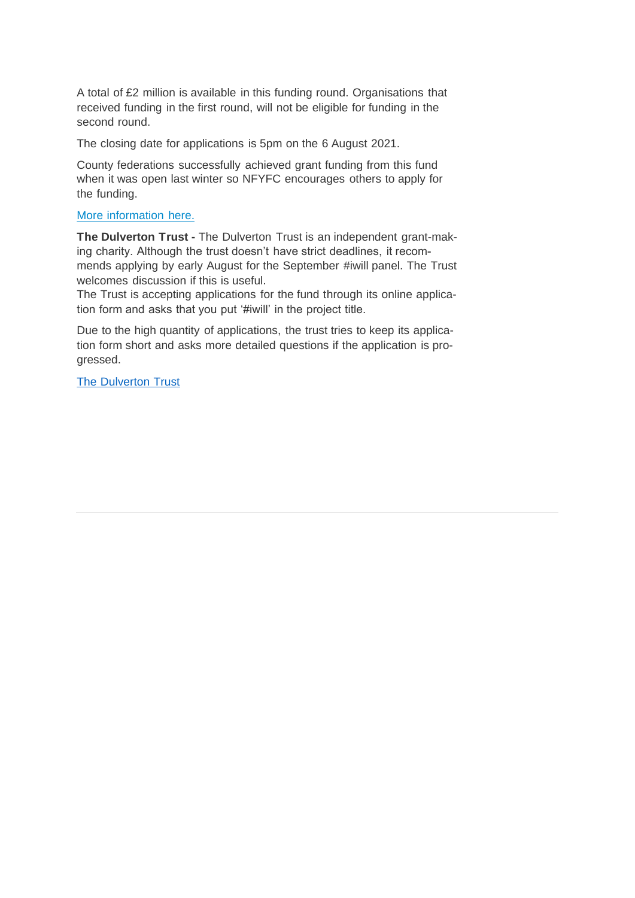A total of £2 million is available in this funding round. Organisations that received funding in the first round, will not be eligible for funding in the second round.

The closing date for applications is 5pm on the 6 August 2021.

County federations successfully achieved grant funding from this fund when it was open last winter so NFYFC encourages others to apply for the funding.

More information here.

**The Dulverton Trust -** The Dulverton Trust is an independent grant-making charity. Although the trust doesn't have strict deadlines, it recommends applying by early August for the September #iwill panel. The Trust welcomes discussion if this is useful.
The Trust is accepting applications for the fund through its online application form and asks that you put '#iwill' in the project title.

Due to the high quantity of applications, the trust tries to keep its application form short and asks more detailed questions if the application is progressed.

The Dulverton Trust